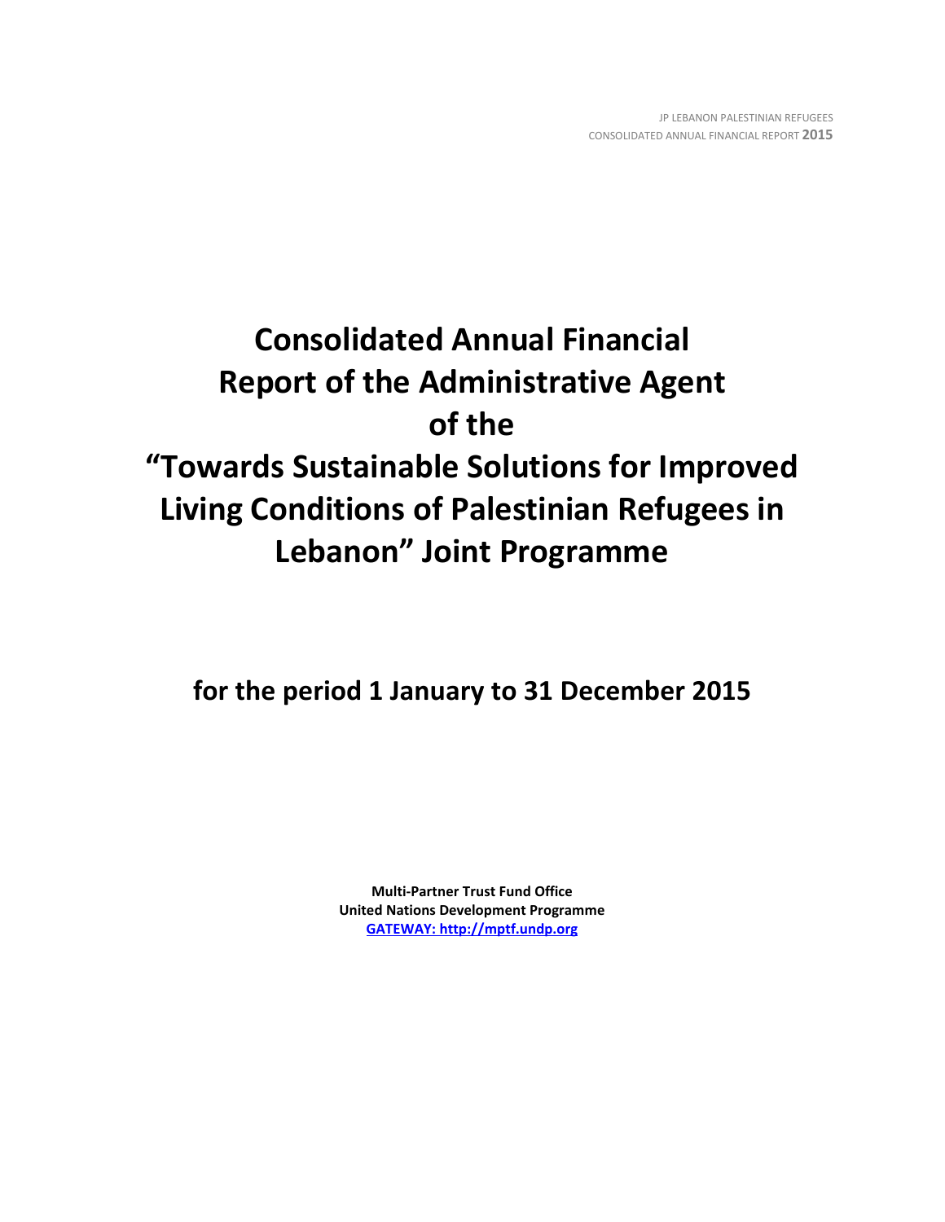# Consolidated Annual Financial Report of the Administrative Agent of the "Towards Sustainable Solutions for Improved Living Conditions of Palestinian Refugees in Lebanon" Joint Programme

## for the period 1 January to 31 December 2015

**Multi-Partner Trust Fund Office**
**United Nations Development Programme**
**GATEWAY: http://mptf.undp.org**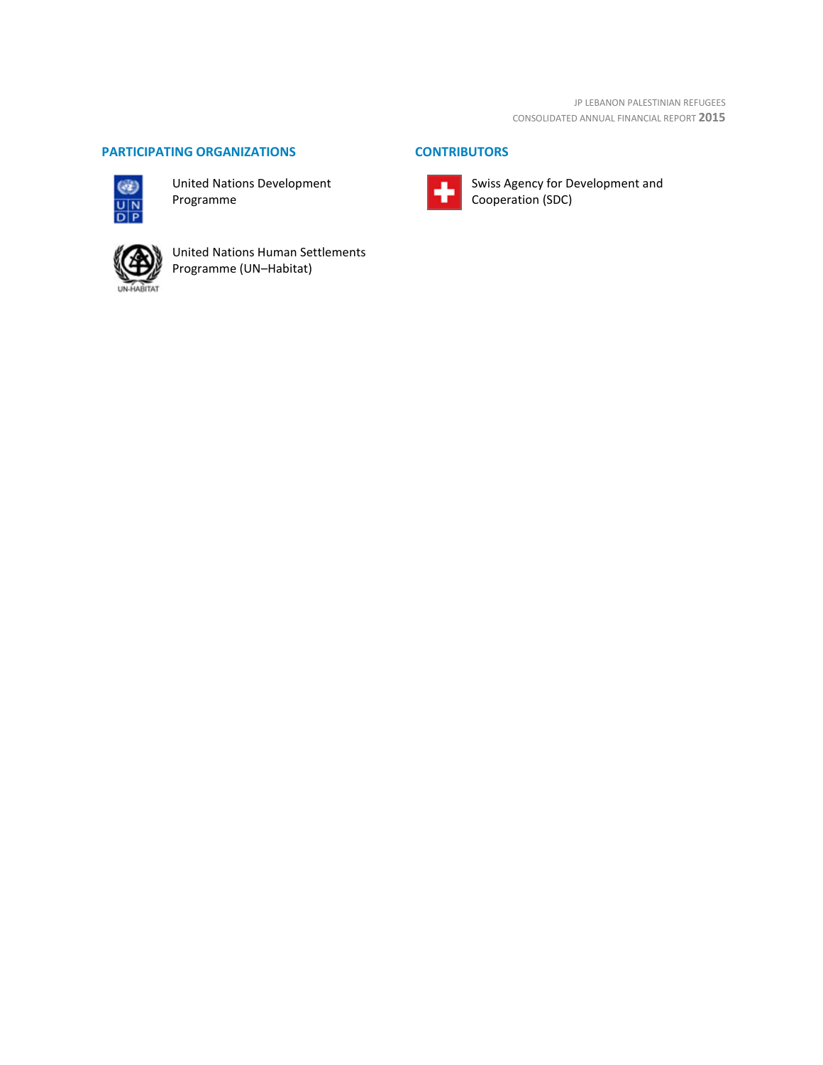## PARTICIPATING ORGANIZATIONS

United Nations Development Programme

United Nations Human Settlements Programme (UN–Habitat)

## CONTRIBUTORS

Swiss Agency for Development and Cooperation (SDC)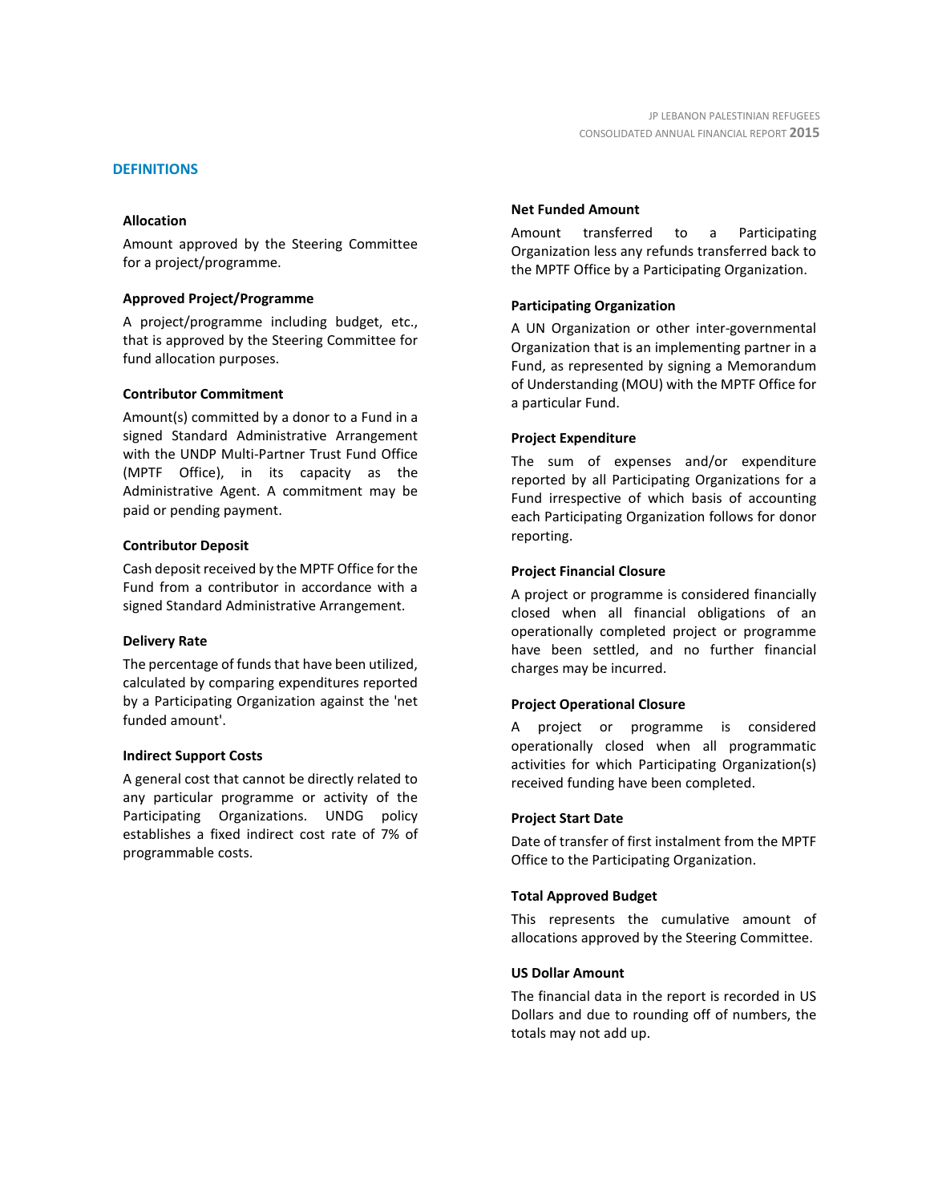## DEFINITIONS

### Allocation

Amount approved by the Steering Committee for a project/programme.

### Approved Project/Programme

A project/programme including budget, etc., that is approved by the Steering Committee for fund allocation purposes.

### Contributor Commitment

Amount(s) committed by a donor to a Fund in a signed Standard Administrative Arrangement with the UNDP Multi-Partner Trust Fund Office (MPTF Office), in its capacity as the Administrative Agent. A commitment may be paid or pending payment.

### Contributor Deposit

Cash deposit received by the MPTF Office for the Fund from a contributor in accordance with a signed Standard Administrative Arrangement.

### Delivery Rate

The percentage of funds that have been utilized, calculated by comparing expenditures reported by a Participating Organization against the 'net funded amount'.

### Indirect Support Costs

A general cost that cannot be directly related to any particular programme or activity of the Participating Organizations. UNDG policy establishes a fixed indirect cost rate of 7% of programmable costs.

### Net Funded Amount

Amount transferred to a Participating Organization less any refunds transferred back to the MPTF Office by a Participating Organization.

### Participating Organization

A UN Organization or other inter-governmental Organization that is an implementing partner in a Fund, as represented by signing a Memorandum of Understanding (MOU) with the MPTF Office for a particular Fund.

### Project Expenditure

The sum of expenses and/or expenditure reported by all Participating Organizations for a Fund irrespective of which basis of accounting each Participating Organization follows for donor reporting.

### Project Financial Closure

A project or programme is considered financially closed when all financial obligations of an operationally completed project or programme have been settled, and no further financial charges may be incurred.

### Project Operational Closure

A project or programme is considered operationally closed when all programmatic activities for which Participating Organization(s) received funding have been completed.

### Project Start Date

Date of transfer of first instalment from the MPTF Office to the Participating Organization.

### Total Approved Budget

This represents the cumulative amount of allocations approved by the Steering Committee.

### US Dollar Amount

The financial data in the report is recorded in US Dollars and due to rounding off of numbers, the totals may not add up.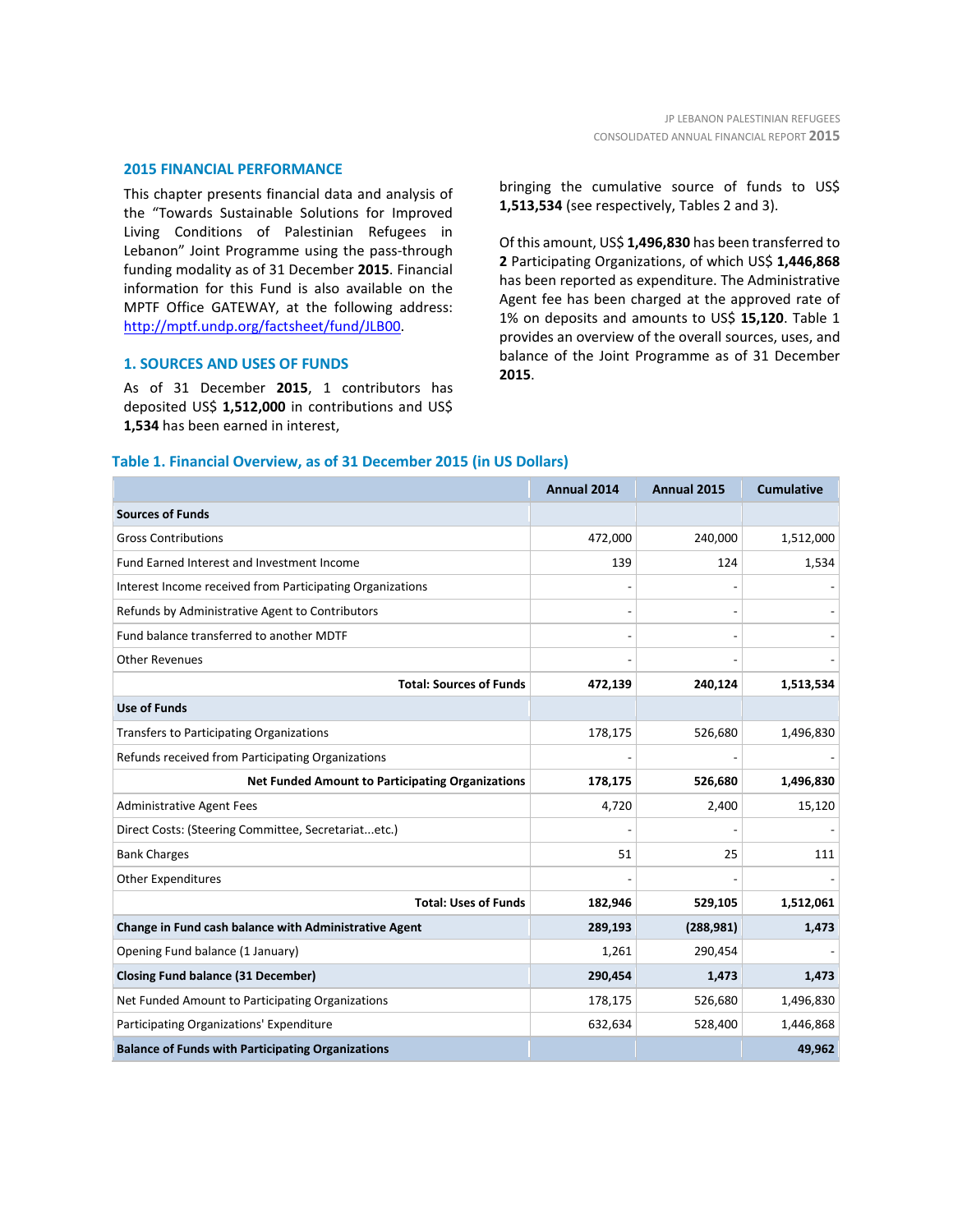## 2015 FINANCIAL PERFORMANCE

This chapter presents financial data and analysis of the "Towards Sustainable Solutions for Improved Living Conditions of Palestinian Refugees in Lebanon" Joint Programme using the pass-through funding modality as of 31 December **2015**. Financial information for this Fund is also available on the MPTF Office GATEWAY, at the following address: http://mptf.undp.org/factsheet/fund/JLB00.

## 1. SOURCES AND USES OF FUNDS

As of 31 December **2015**, 1 contributors has deposited US$ **1,512,000** in contributions and US$ **1,534** has been earned in interest, bringing the cumulative source of funds to US$ **1,513,534** (see respectively, Tables 2 and 3).

Of this amount, US$ **1,496,830** has been transferred to **2** Participating Organizations, of which US$ **1,446,868** has been reported as expenditure. The Administrative Agent fee has been charged at the approved rate of 1% on deposits and amounts to US$ **15,120**. Table 1 provides an overview of the overall sources, uses, and balance of the Joint Programme as of 31 December **2015**.

### Table 1. Financial Overview, as of 31 December 2015 (in US Dollars)

| | Annual 2014 | Annual 2015 | Cumulative |
|---|---|---|---|
| **Sources of Funds** | | | |
| Gross Contributions | 472,000 | 240,000 | 1,512,000 |
| Fund Earned Interest and Investment Income | 139 | 124 | 1,534 |
| Interest Income received from Participating Organizations | - | - | - |
| Refunds by Administrative Agent to Contributors | - | - | - |
| Fund balance transferred to another MDTF | - | - | - |
| Other Revenues | - | - | - |
| **Total: Sources of Funds** | **472,139** | **240,124** | **1,513,534** |
| **Use of Funds** | | | |
| Transfers to Participating Organizations | 178,175 | 526,680 | 1,496,830 |
| Refunds received from Participating Organizations | - | - | - |
| **Net Funded Amount to Participating Organizations** | **178,175** | **526,680** | **1,496,830** |
| Administrative Agent Fees | 4,720 | 2,400 | 15,120 |
| Direct Costs: (Steering Committee, Secretariat...etc.) | - | - | - |
| Bank Charges | 51 | 25 | 111 |
| Other Expenditures | - | - | - |
| **Total: Uses of Funds** | **182,946** | **529,105** | **1,512,061** |
| **Change in Fund cash balance with Administrative Agent** | **289,193** | **(288,981)** | **1,473** |
| Opening Fund balance (1 January) | 1,261 | 290,454 | - |
| **Closing Fund balance (31 December)** | **290,454** | **1,473** | **1,473** |
| Net Funded Amount to Participating Organizations | 178,175 | 526,680 | 1,496,830 |
| Participating Organizations' Expenditure | 632,634 | 528,400 | 1,446,868 |
| **Balance of Funds with Participating Organizations** | | | **49,962** |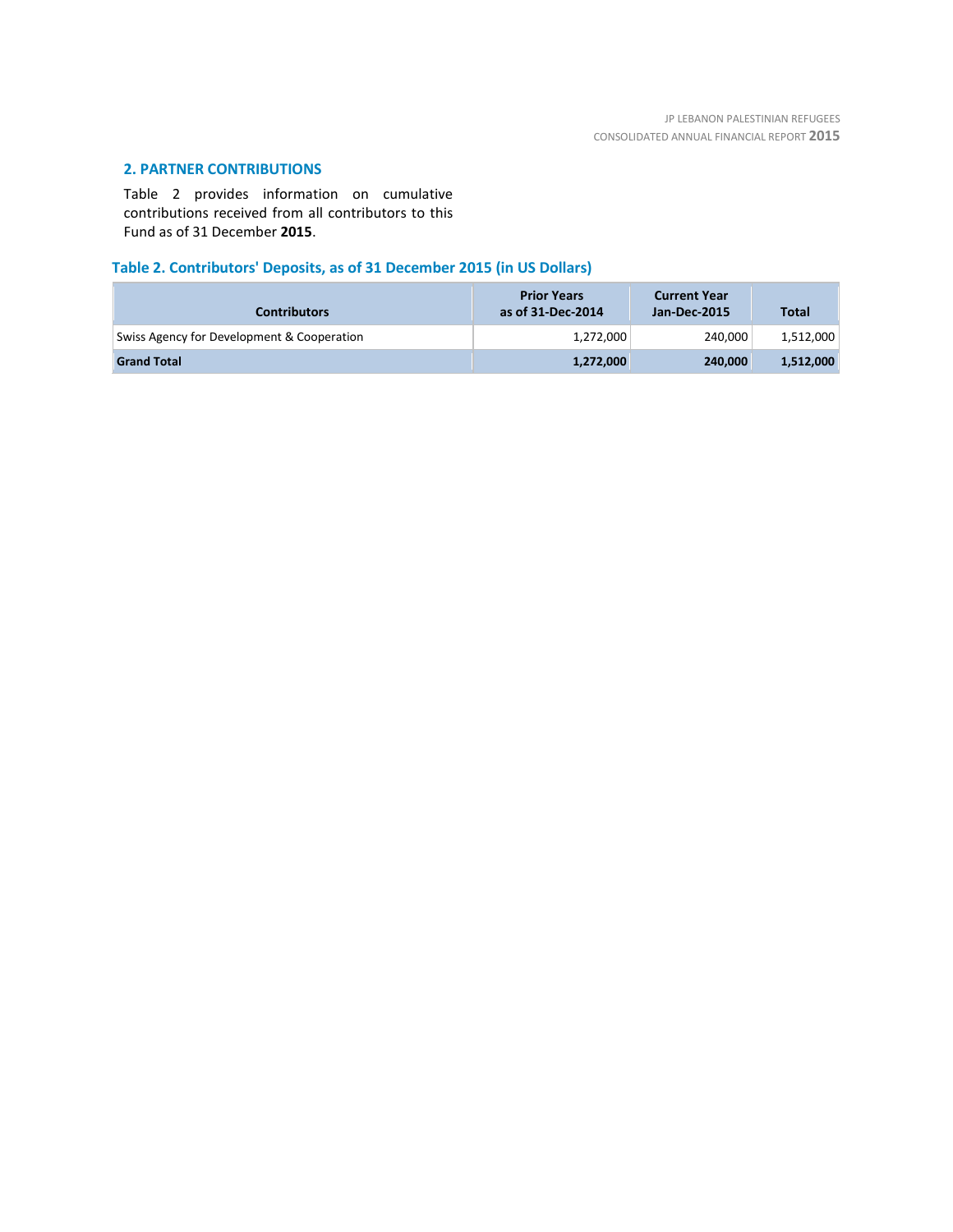## 2. PARTNER CONTRIBUTIONS

Table 2 provides information on cumulative contributions received from all contributors to this Fund as of 31 December **2015**.

### Table 2. Contributors' Deposits, as of 31 December 2015 (in US Dollars)

| Contributors | Prior Years as of 31-Dec-2014 | Current Year Jan-Dec-2015 | Total |
|---|---|---|---|
| Swiss Agency for Development & Cooperation | 1,272,000 | 240,000 | 1,512,000 |
| **Grand Total** | **1,272,000** | **240,000** | **1,512,000** |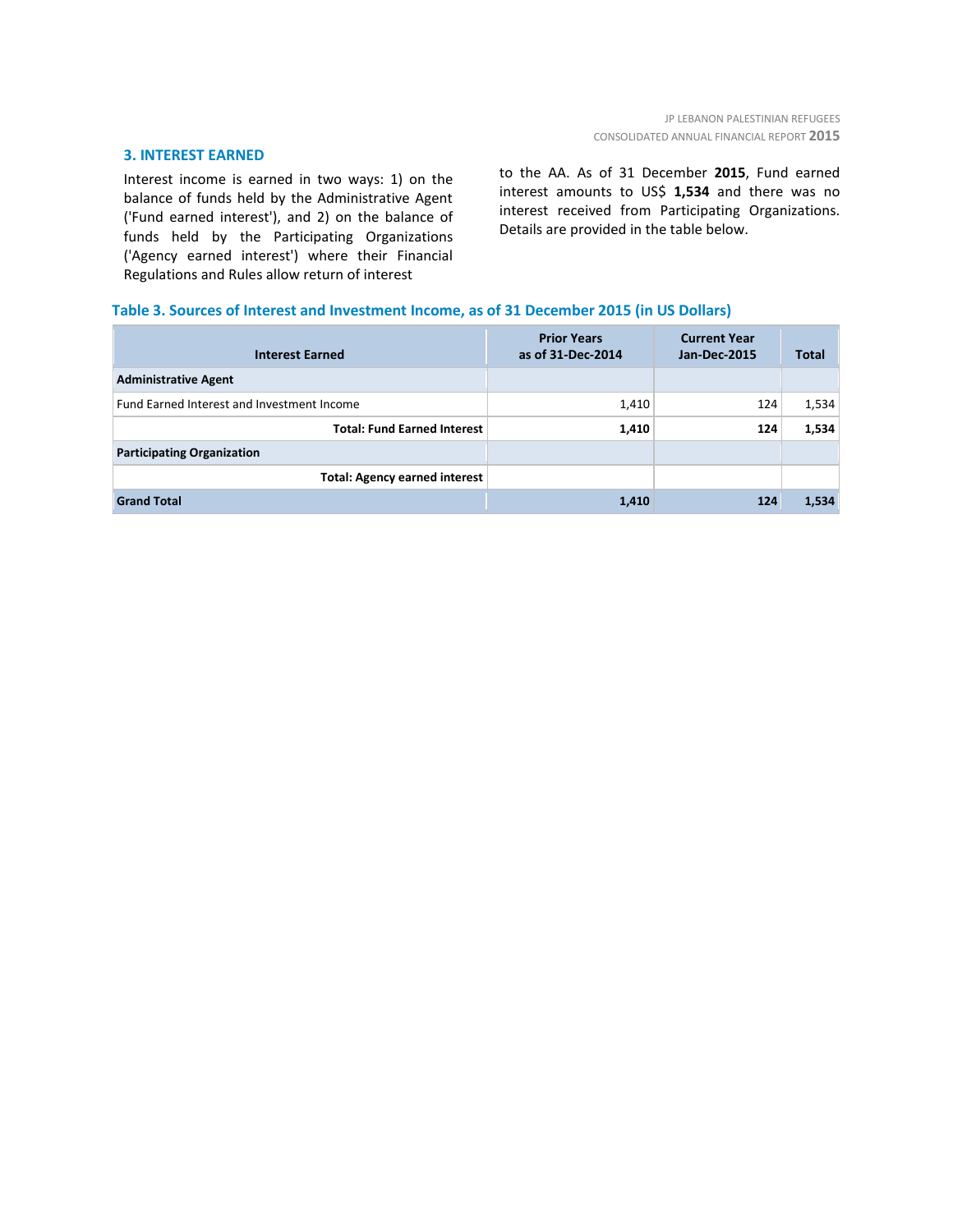## 3. INTEREST EARNED

Interest income is earned in two ways: 1) on the balance of funds held by the Administrative Agent ('Fund earned interest'), and 2) on the balance of funds held by the Participating Organizations ('Agency earned interest') where their Financial Regulations and Rules allow return of interest to the AA. As of 31 December **2015**, Fund earned interest amounts to US$ **1,534** and there was no interest received from Participating Organizations. Details are provided in the table below.

**Table 3. Sources of Interest and Investment Income, as of 31 December 2015 (in US Dollars)**

| Interest Earned | Prior Years as of 31-Dec-2014 | Current Year Jan-Dec-2015 | Total |
|---|---|---|---|
| **Administrative Agent** | | | |
| Fund Earned Interest and Investment Income | 1,410 | 124 | 1,534 |
| **Total: Fund Earned Interest** | **1,410** | **124** | **1,534** |
| **Participating Organization** | | | |
| **Total: Agency earned interest** | | | |
| **Grand Total** | **1,410** | **124** | **1,534** |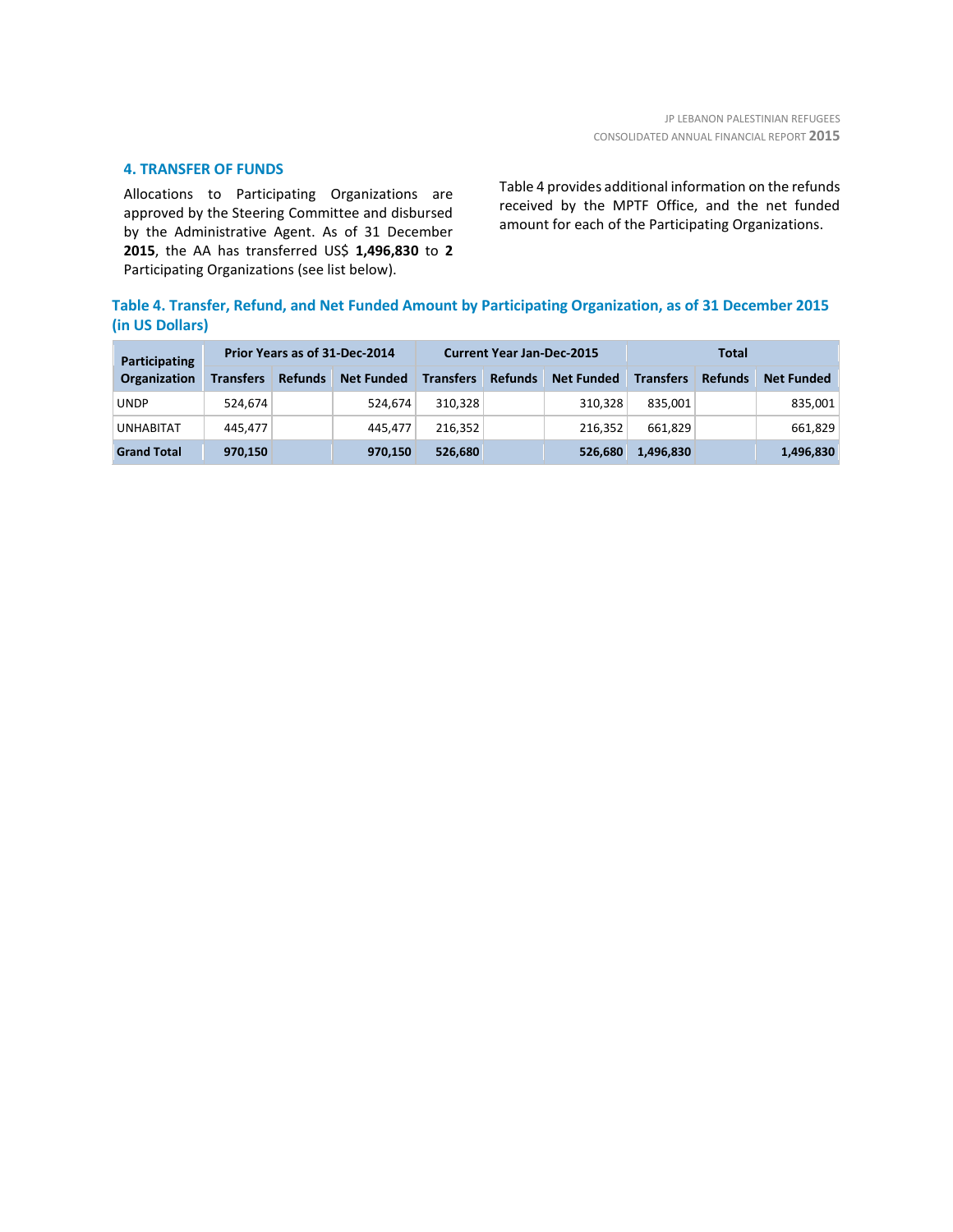## 4. TRANSFER OF FUNDS

Allocations to Participating Organizations are approved by the Steering Committee and disbursed by the Administrative Agent. As of 31 December **2015**, the AA has transferred US$ **1,496,830** to **2** Participating Organizations (see list below).

Table 4 provides additional information on the refunds received by the MPTF Office, and the net funded amount for each of the Participating Organizations.

**Table 4. Transfer, Refund, and Net Funded Amount by Participating Organization, as of 31 December 2015 (in US Dollars)**

| Participating Organization | Prior Years as of 31-Dec-2014 | | | Current Year Jan-Dec-2015 | | | Total | | |
|---|---|---|---|---|---|---|---|---|---|
| | Transfers | Refunds | Net Funded | Transfers | Refunds | Net Funded | Transfers | Refunds | Net Funded |
| UNDP | 524,674 | | 524,674 | 310,328 | | 310,328 | 835,001 | | 835,001 |
| UNHABITAT | 445,477 | | 445,477 | 216,352 | | 216,352 | 661,829 | | 661,829 |
| **Grand Total** | **970,150** | | **970,150** | **526,680** | | **526,680** | **1,496,830** | | **1,496,830** |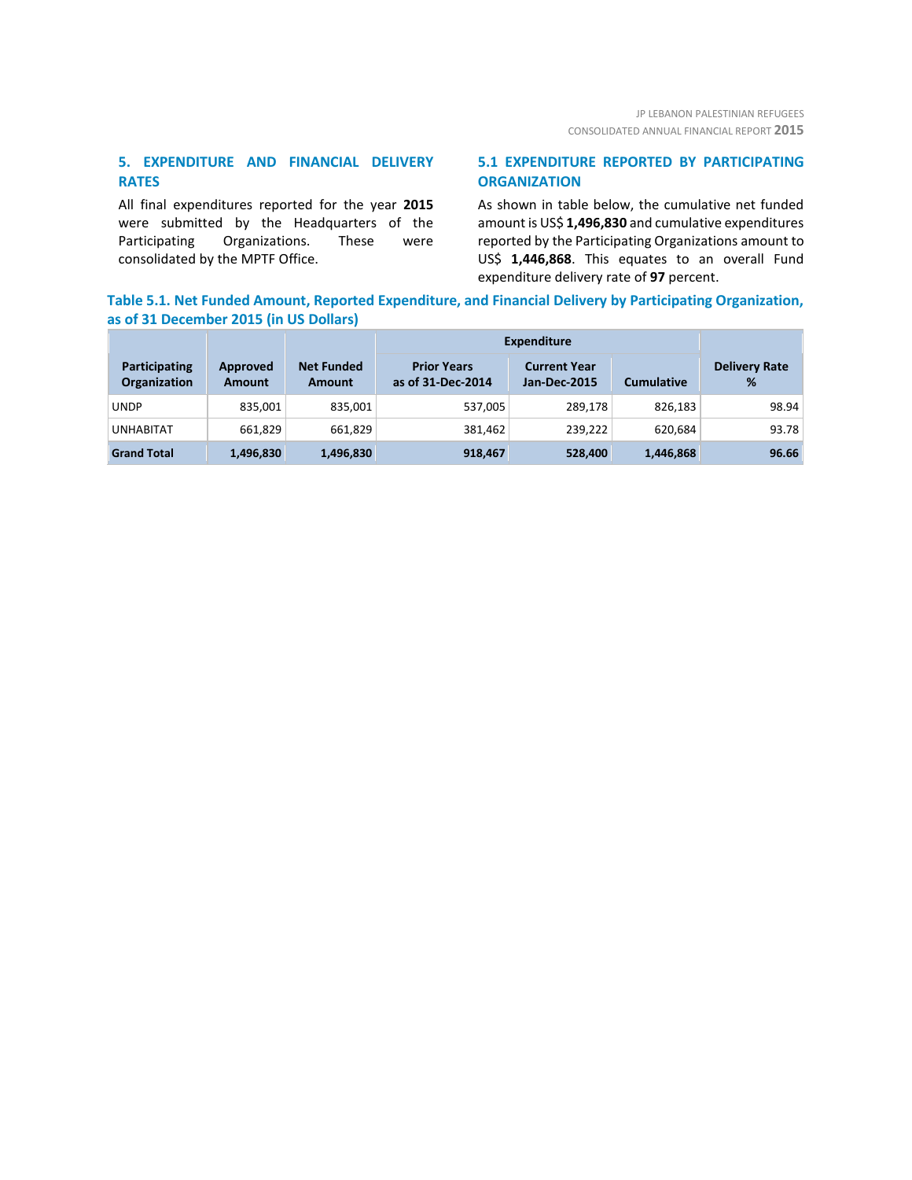## 5. EXPENDITURE AND FINANCIAL DELIVERY RATES

All final expenditures reported for the year **2015** were submitted by the Headquarters of the Participating Organizations. These were consolidated by the MPTF Office.

### 5.1 EXPENDITURE REPORTED BY PARTICIPATING ORGANIZATION

As shown in table below, the cumulative net funded amount is US$ **1,496,830** and cumulative expenditures reported by the Participating Organizations amount to US$ **1,446,868**. This equates to an overall Fund expenditure delivery rate of **97** percent.

**Table 5.1. Net Funded Amount, Reported Expenditure, and Financial Delivery by Participating Organization, as of 31 December 2015 (in US Dollars)**

| Participating Organization | Approved Amount | Net Funded Amount | Expenditure | | | Delivery Rate % |
|---|---|---|---|---|---|---|
| | | | Prior Years as of 31-Dec-2014 | Current Year Jan-Dec-2015 | Cumulative | |
| UNDP | 835,001 | 835,001 | 537,005 | 289,178 | 826,183 | 98.94 |
| UNHABITAT | 661,829 | 661,829 | 381,462 | 239,222 | 620,684 | 93.78 |
| **Grand Total** | **1,496,830** | **1,496,830** | **918,467** | **528,400** | **1,446,868** | **96.66** |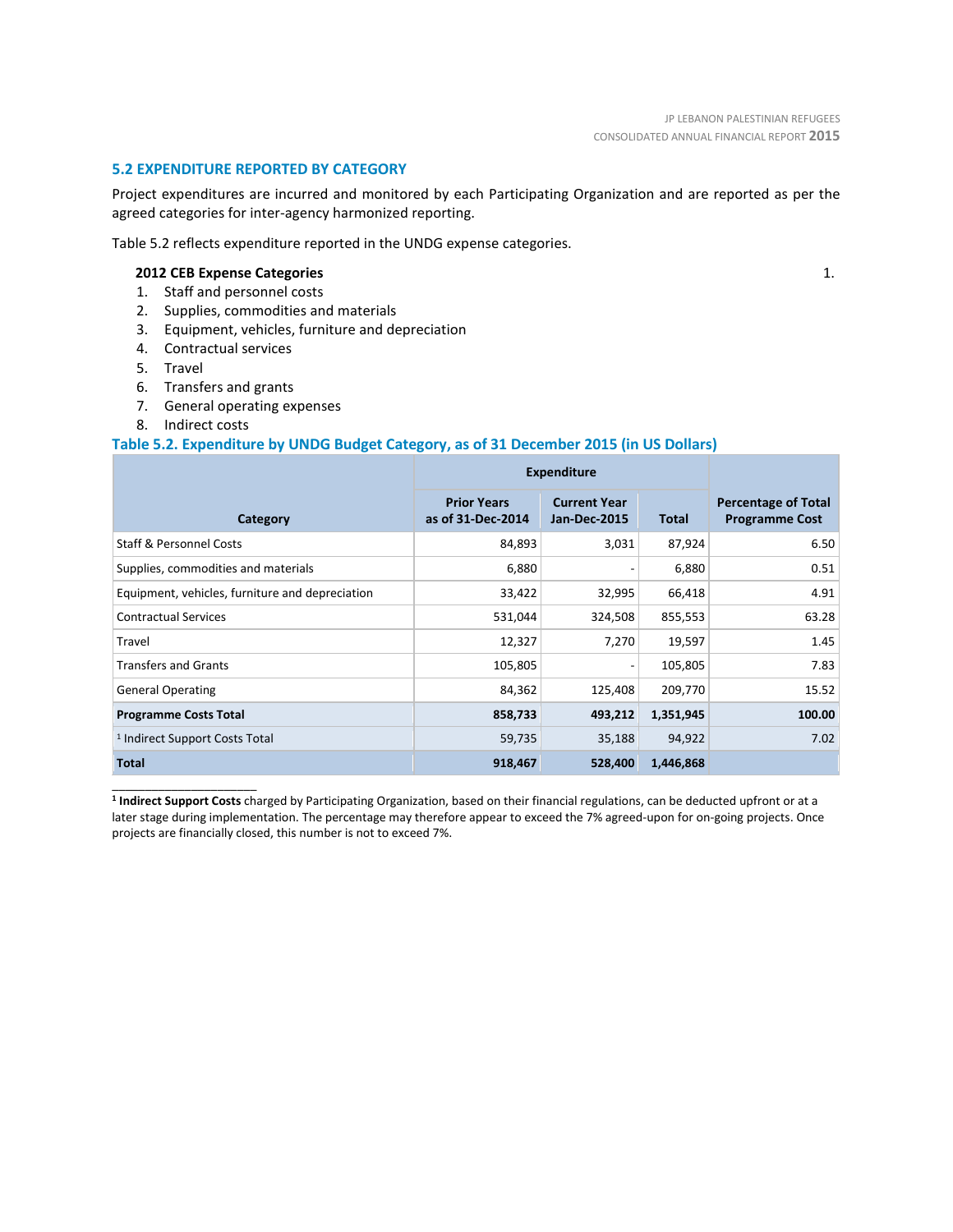## 5.2 EXPENDITURE REPORTED BY CATEGORY

Project expenditures are incurred and monitored by each Participating Organization and are reported as per the agreed categories for inter-agency harmonized reporting.

Table 5.2 reflects expenditure reported in the UNDG expense categories.

**2012 CEB Expense Categories** 1.

1. Staff and personnel costs
2. Supplies, commodities and materials
3. Equipment, vehicles, furniture and depreciation
4. Contractual services
5. Travel
6. Transfers and grants
7. General operating expenses
8. Indirect costs

### Table 5.2. Expenditure by UNDG Budget Category, as of 31 December 2015 (in US Dollars)

| Category | Expenditure | | | Percentage of Total Programme Cost |
|---|---|---|---|---|
| | Prior Years as of 31-Dec-2014 | Current Year Jan-Dec-2015 | Total | |
| Staff & Personnel Costs | 84,893 | 3,031 | 87,924 | 6.50 |
| Supplies, commodities and materials | 6,880 | - | 6,880 | 0.51 |
| Equipment, vehicles, furniture and depreciation | 33,422 | 32,995 | 66,418 | 4.91 |
| Contractual Services | 531,044 | 324,508 | 855,553 | 63.28 |
| Travel | 12,327 | 7,270 | 19,597 | 1.45 |
| Transfers and Grants | 105,805 | - | 105,805 | 7.83 |
| General Operating | 84,362 | 125,408 | 209,770 | 15.52 |
| **Programme Costs Total** | **858,733** | **493,212** | **1,351,945** | **100.00** |
| [1] Indirect Support Costs Total | 59,735 | 35,188 | 94,922 | 7.02 |
| **Total** | **918,467** | **528,400** | **1,446,868** | |

[1] **Indirect Support Costs** charged by Participating Organization, based on their financial regulations, can be deducted upfront or at a later stage during implementation. The percentage may therefore appear to exceed the 7% agreed-upon for on-going projects. Once projects are financially closed, this number is not to exceed 7%.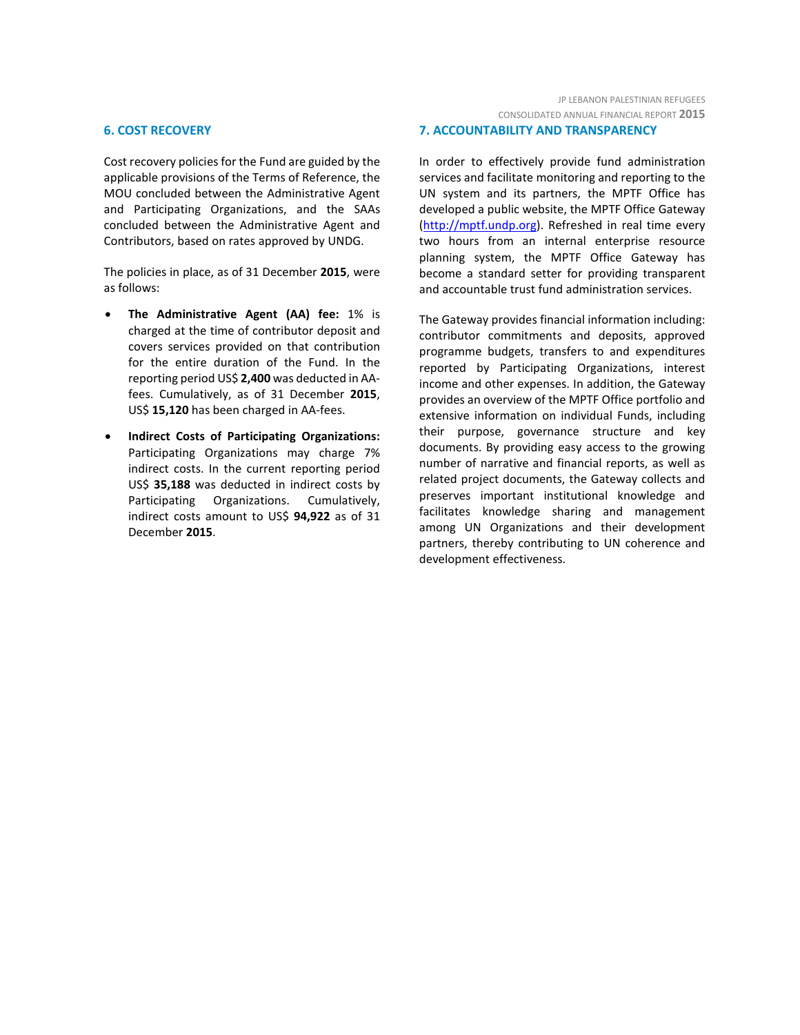## 6. COST RECOVERY

Cost recovery policies for the Fund are guided by the applicable provisions of the Terms of Reference, the MOU concluded between the Administrative Agent and Participating Organizations, and the SAAs concluded between the Administrative Agent and Contributors, based on rates approved by UNDG.

The policies in place, as of 31 December **2015**, were as follows:

- **The Administrative Agent (AA) fee:** 1% is charged at the time of contributor deposit and covers services provided on that contribution for the entire duration of the Fund. In the reporting period US$ **2,400** was deducted in AA-fees. Cumulatively, as of 31 December **2015**, US$ **15,120** has been charged in AA-fees.
- **Indirect Costs of Participating Organizations:** Participating Organizations may charge 7% indirect costs. In the current reporting period US$ **35,188** was deducted in indirect costs by Participating Organizations. Cumulatively, indirect costs amount to US$ **94,922** as of 31 December **2015**.

## 7. ACCOUNTABILITY AND TRANSPARENCY

In order to effectively provide fund administration services and facilitate monitoring and reporting to the UN system and its partners, the MPTF Office has developed a public website, the MPTF Office Gateway (http://mptf.undp.org). Refreshed in real time every two hours from an internal enterprise resource planning system, the MPTF Office Gateway has become a standard setter for providing transparent and accountable trust fund administration services.

The Gateway provides financial information including: contributor commitments and deposits, approved programme budgets, transfers to and expenditures reported by Participating Organizations, interest income and other expenses. In addition, the Gateway provides an overview of the MPTF Office portfolio and extensive information on individual Funds, including their purpose, governance structure and key documents. By providing easy access to the growing number of narrative and financial reports, as well as related project documents, the Gateway collects and preserves important institutional knowledge and facilitates knowledge sharing and management among UN Organizations and their development partners, thereby contributing to UN coherence and development effectiveness.